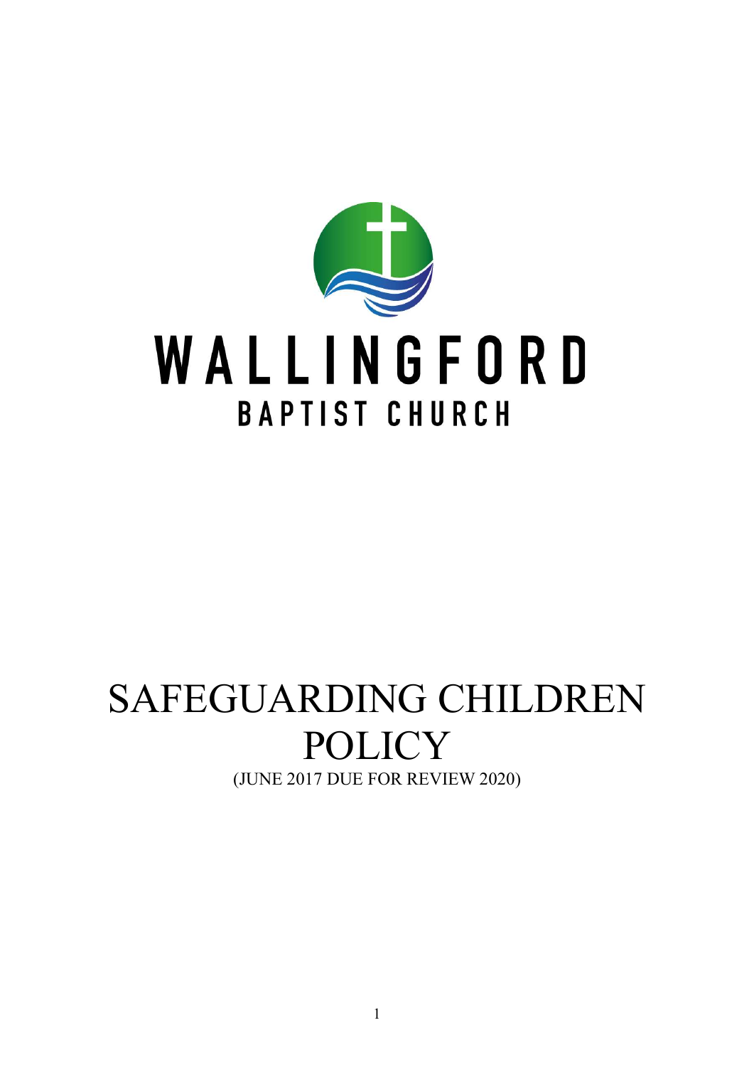# WALLINGFORD

## BAPTIST CHURCH

# SAFEGUARDING CHILDREN POLICY

(JUNE 2017 DUE FOR REVIEW 2020)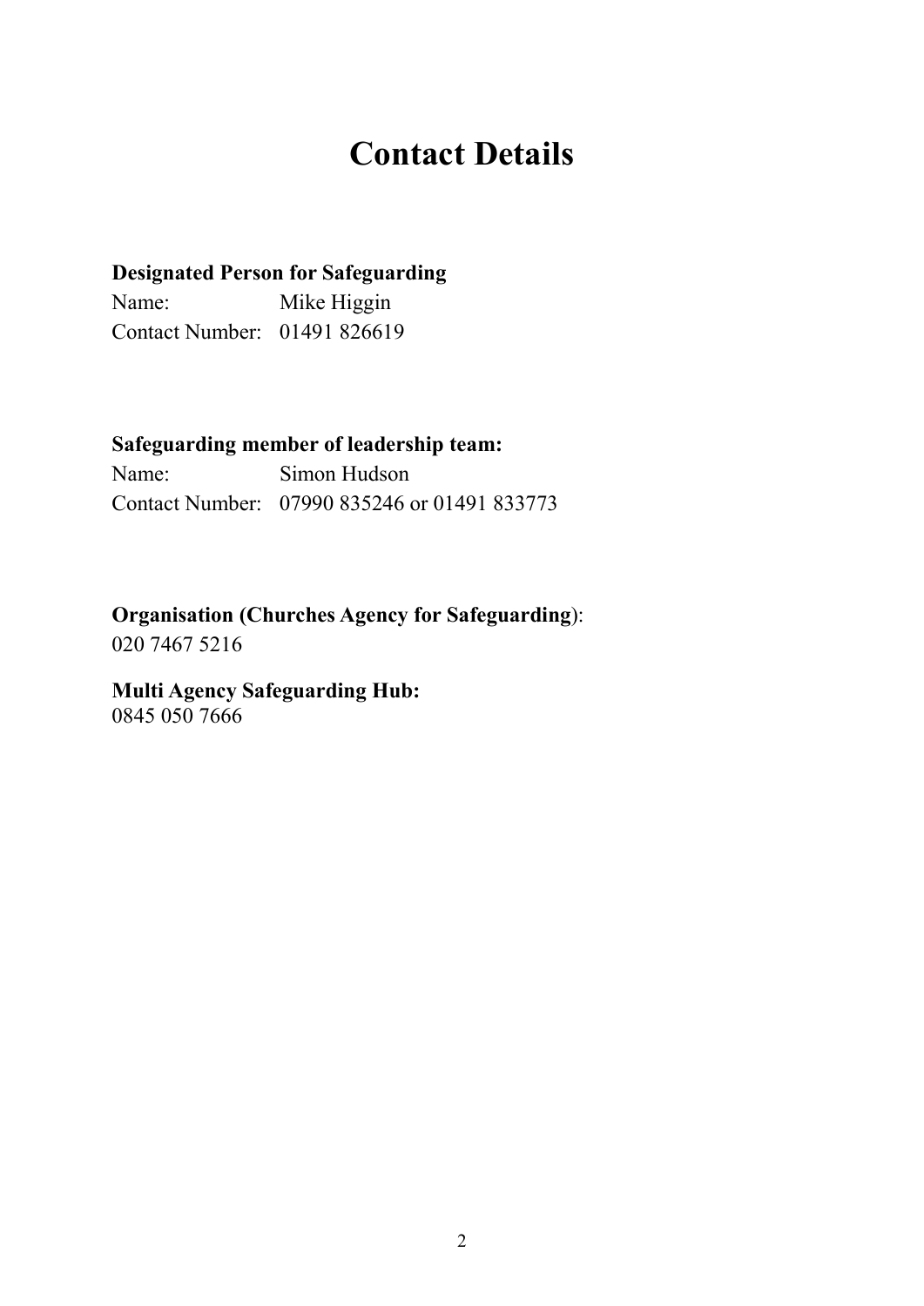# Contact Details

**Designated Person for Safeguarding**

Name: Mike Higgin
Contact Number: 01491 826619

**Safeguarding member of leadership team:**

Name: Simon Hudson
Contact Number: 07990 835246 or 01491 833773

**Organisation (Churches Agency for Safeguarding)**:
020 7467 5216

**Multi Agency Safeguarding Hub:**
0845 050 7666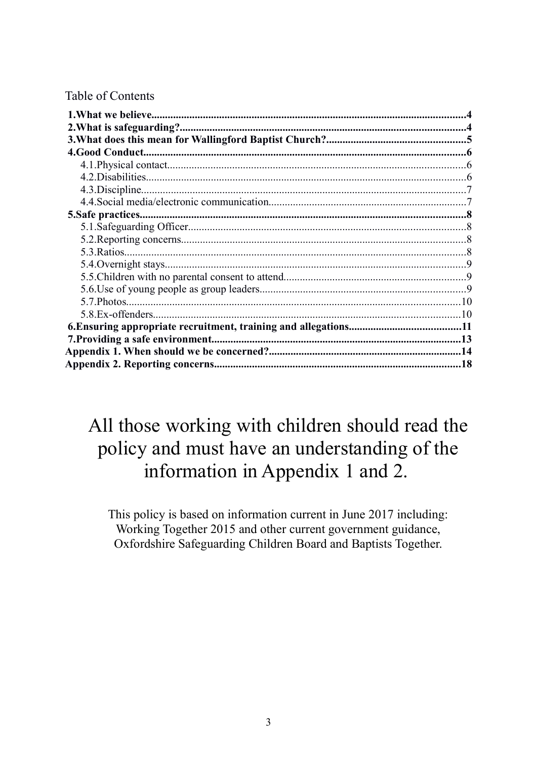Table of Contents

| | |
|---|---|
| **1.What we believe** | **4** |
| **2.What is safeguarding?** | **4** |
| **3.What does this mean for Wallingford Baptist Church?** | **5** |
| **4.Good Conduct** | **6** |
| 4.1.Physical contact | 6 |
| 4.2.Disabilities | 6 |
| 4.3.Discipline | 7 |
| 4.4.Social media/electronic communication | 7 |
| **5.Safe practices** | **8** |
| 5.1.Safeguarding Officer | 8 |
| 5.2.Reporting concerns | 8 |
| 5.3.Ratios | 8 |
| 5.4.Overnight stays | 9 |
| 5.5.Children with no parental consent to attend | 9 |
| 5.6.Use of young people as group leaders | 9 |
| 5.7.Photos | 10 |
| 5.8.Ex-offenders | 10 |
| **6.Ensuring appropriate recruitment, training and allegations** | **11** |
| **7.Providing a safe environment** | **13** |
| **Appendix 1. When should we be concerned?** | **14** |
| **Appendix 2. Reporting concerns** | **18** |

# All those working with children should read the policy and must have an understanding of the information in Appendix 1 and 2.

This policy is based on information current in June 2017 including: Working Together 2015 and other current government guidance, Oxfordshire Safeguarding Children Board and Baptists Together.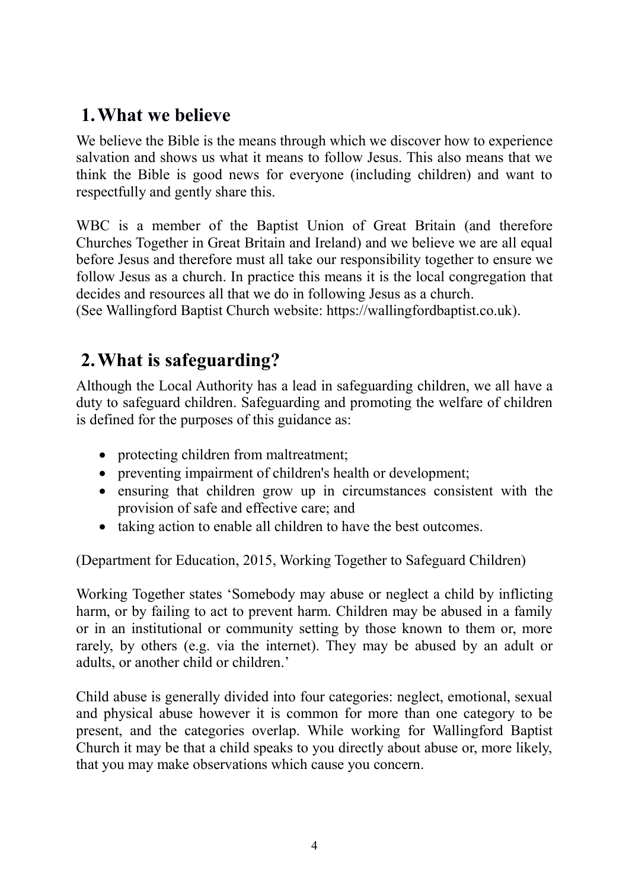## 1. What we believe

We believe the Bible is the means through which we discover how to experience salvation and shows us what it means to follow Jesus. This also means that we think the Bible is good news for everyone (including children) and want to respectfully and gently share this.

WBC is a member of the Baptist Union of Great Britain (and therefore Churches Together in Great Britain and Ireland) and we believe we are all equal before Jesus and therefore must all take our responsibility together to ensure we follow Jesus as a church. In practice this means it is the local congregation that decides and resources all that we do in following Jesus as a church.
(See Wallingford Baptist Church website: https://wallingfordbaptist.co.uk).

## 2. What is safeguarding?

Although the Local Authority has a lead in safeguarding children, we all have a duty to safeguard children. Safeguarding and promoting the welfare of children is defined for the purposes of this guidance as:

- protecting children from maltreatment;
- preventing impairment of children's health or development;
- ensuring that children grow up in circumstances consistent with the provision of safe and effective care; and
- taking action to enable all children to have the best outcomes.

(Department for Education, 2015, Working Together to Safeguard Children)

Working Together states 'Somebody may abuse or neglect a child by inflicting harm, or by failing to act to prevent harm. Children may be abused in a family or in an institutional or community setting by those known to them or, more rarely, by others (e.g. via the internet). They may be abused by an adult or adults, or another child or children.'

Child abuse is generally divided into four categories: neglect, emotional, sexual and physical abuse however it is common for more than one category to be present, and the categories overlap. While working for Wallingford Baptist Church it may be that a child speaks to you directly about abuse or, more likely, that you may make observations which cause you concern.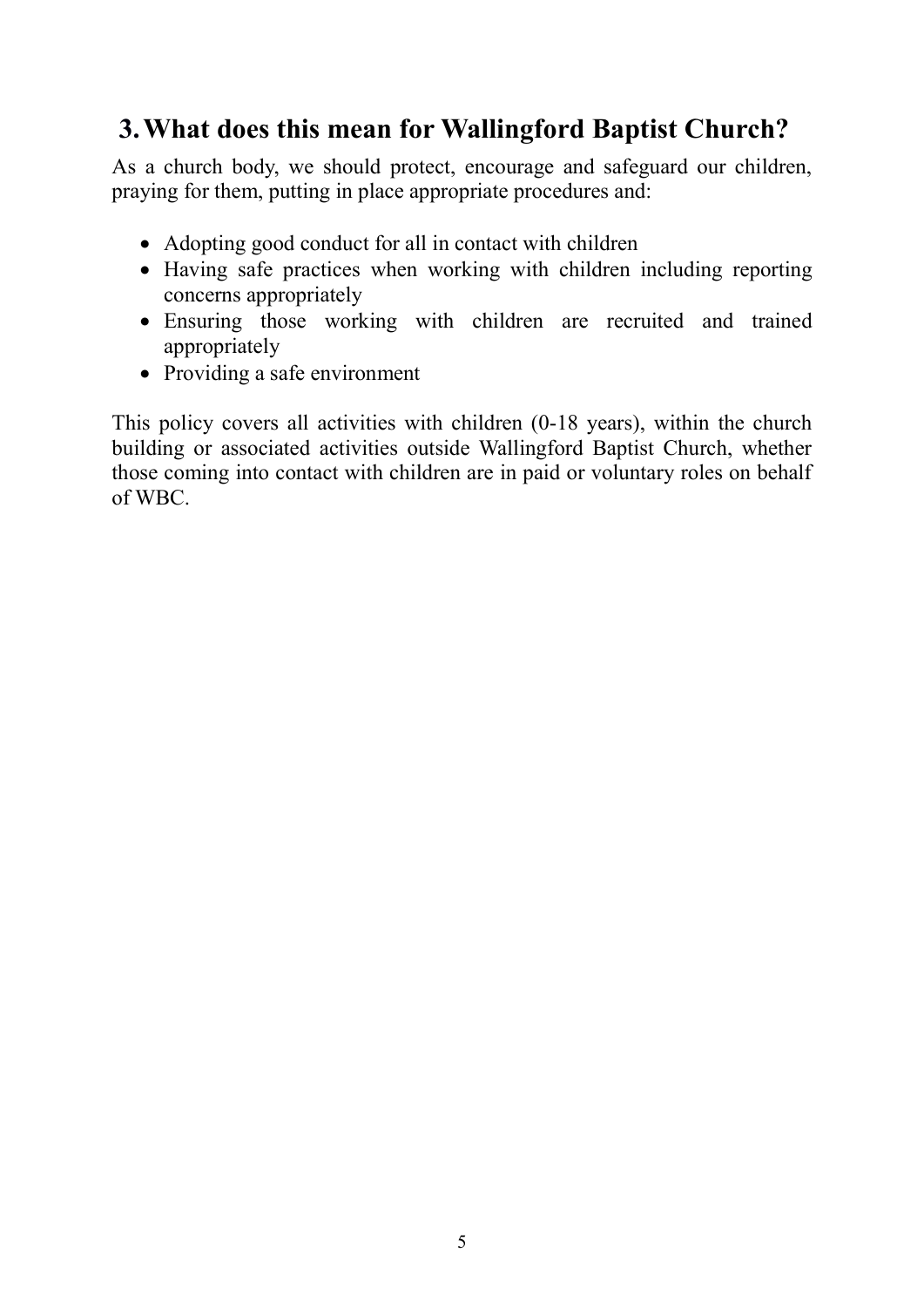## 3. What does this mean for Wallingford Baptist Church?

As a church body, we should protect, encourage and safeguard our children, praying for them, putting in place appropriate procedures and:

- Adopting good conduct for all in contact with children
- Having safe practices when working with children including reporting concerns appropriately
- Ensuring those working with children are recruited and trained appropriately
- Providing a safe environment

This policy covers all activities with children (0-18 years), within the church building or associated activities outside Wallingford Baptist Church, whether those coming into contact with children are in paid or voluntary roles on behalf of WBC.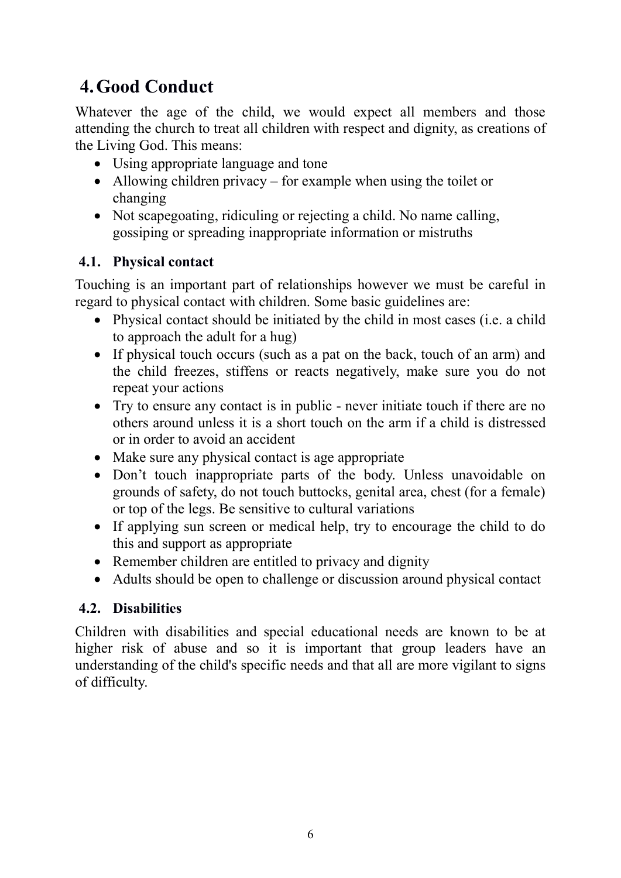# 4. Good Conduct

Whatever the age of the child, we would expect all members and those attending the church to treat all children with respect and dignity, as creations of the Living God. This means:

- Using appropriate language and tone
- Allowing children privacy – for example when using the toilet or changing
- Not scapegoating, ridiculing or rejecting a child. No name calling, gossiping or spreading inappropriate information or mistruths

## 4.1. Physical contact

Touching is an important part of relationships however we must be careful in regard to physical contact with children. Some basic guidelines are:

- Physical contact should be initiated by the child in most cases (i.e. a child to approach the adult for a hug)
- If physical touch occurs (such as a pat on the back, touch of an arm) and the child freezes, stiffens or reacts negatively, make sure you do not repeat your actions
- Try to ensure any contact is in public - never initiate touch if there are no others around unless it is a short touch on the arm if a child is distressed or in order to avoid an accident
- Make sure any physical contact is age appropriate
- Don't touch inappropriate parts of the body. Unless unavoidable on grounds of safety, do not touch buttocks, genital area, chest (for a female) or top of the legs. Be sensitive to cultural variations
- If applying sun screen or medical help, try to encourage the child to do this and support as appropriate
- Remember children are entitled to privacy and dignity
- Adults should be open to challenge or discussion around physical contact

## 4.2. Disabilities

Children with disabilities and special educational needs are known to be at higher risk of abuse and so it is important that group leaders have an understanding of the child's specific needs and that all are more vigilant to signs of difficulty.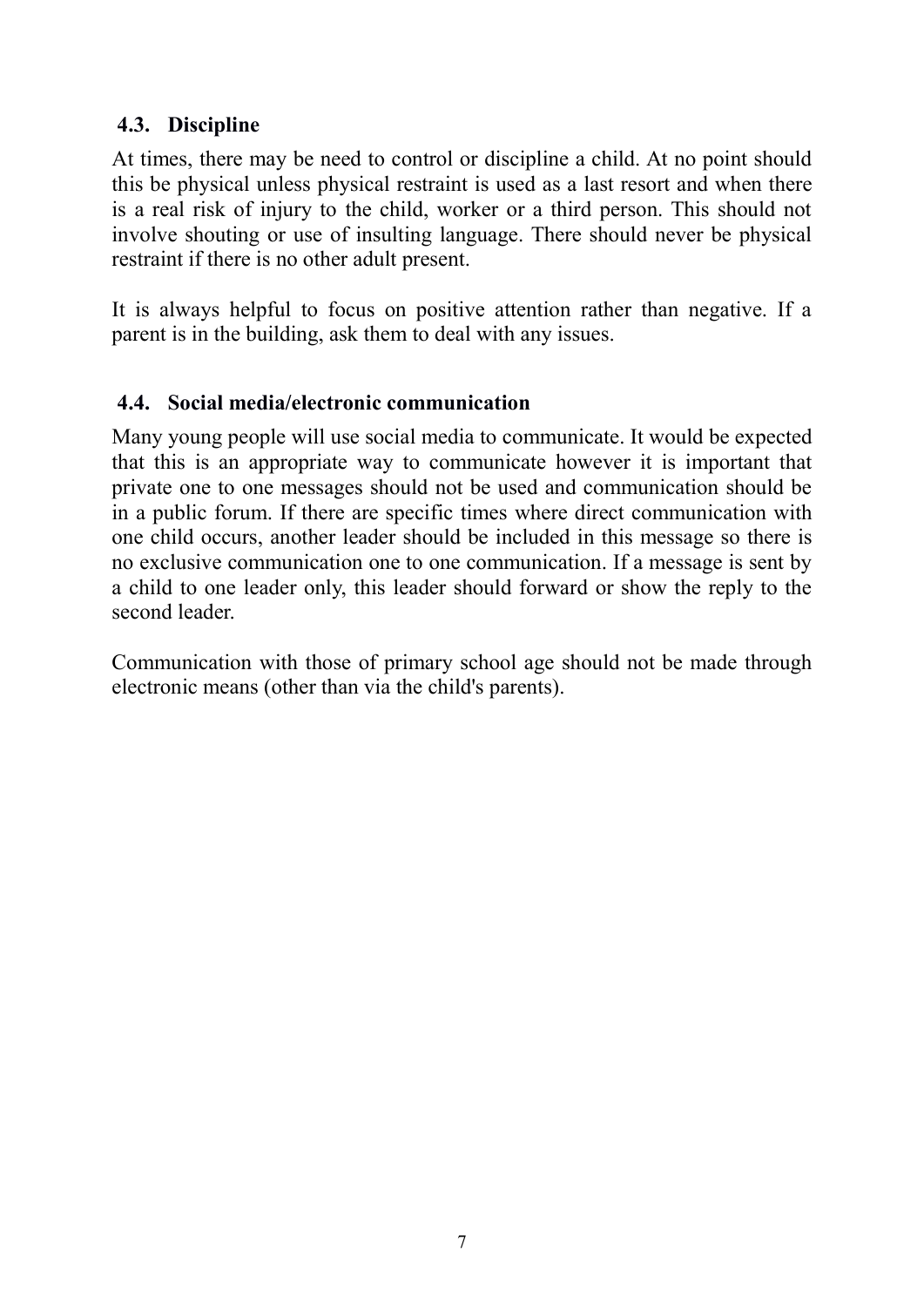### 4.3. Discipline

At times, there may be need to control or discipline a child. At no point should this be physical unless physical restraint is used as a last resort and when there is a real risk of injury to the child, worker or a third person. This should not involve shouting or use of insulting language. There should never be physical restraint if there is no other adult present.

It is always helpful to focus on positive attention rather than negative. If a parent is in the building, ask them to deal with any issues.

### 4.4. Social media/electronic communication

Many young people will use social media to communicate. It would be expected that this is an appropriate way to communicate however it is important that private one to one messages should not be used and communication should be in a public forum. If there are specific times where direct communication with one child occurs, another leader should be included in this message so there is no exclusive communication one to one communication. If a message is sent by a child to one leader only, this leader should forward or show the reply to the second leader.

Communication with those of primary school age should not be made through electronic means (other than via the child's parents).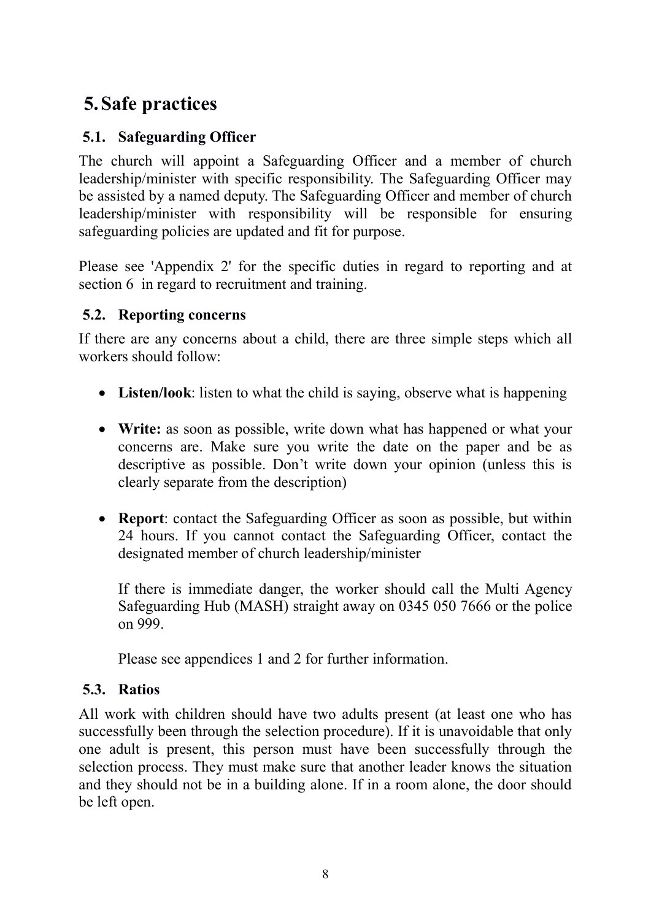# 5. Safe practices

## 5.1. Safeguarding Officer

The church will appoint a Safeguarding Officer and a member of church leadership/minister with specific responsibility. The Safeguarding Officer may be assisted by a named deputy. The Safeguarding Officer and member of church leadership/minister with responsibility will be responsible for ensuring safeguarding policies are updated and fit for purpose.

Please see 'Appendix 2' for the specific duties in regard to reporting and at section 6 in regard to recruitment and training.

## 5.2. Reporting concerns

If there are any concerns about a child, there are three simple steps which all workers should follow:

- **Listen/look**: listen to what the child is saying, observe what is happening

- **Write:** as soon as possible, write down what has happened or what your concerns are. Make sure you write the date on the paper and be as descriptive as possible. Don't write down your opinion (unless this is clearly separate from the description)

- **Report**: contact the Safeguarding Officer as soon as possible, but within 24 hours. If you cannot contact the Safeguarding Officer, contact the designated member of church leadership/minister

  If there is immediate danger, the worker should call the Multi Agency Safeguarding Hub (MASH) straight away on 0345 050 7666 or the police on 999.

  Please see appendices 1 and 2 for further information.

## 5.3. Ratios

All work with children should have two adults present (at least one who has successfully been through the selection procedure). If it is unavoidable that only one adult is present, this person must have been successfully through the selection process. They must make sure that another leader knows the situation and they should not be in a building alone. If in a room alone, the door should be left open.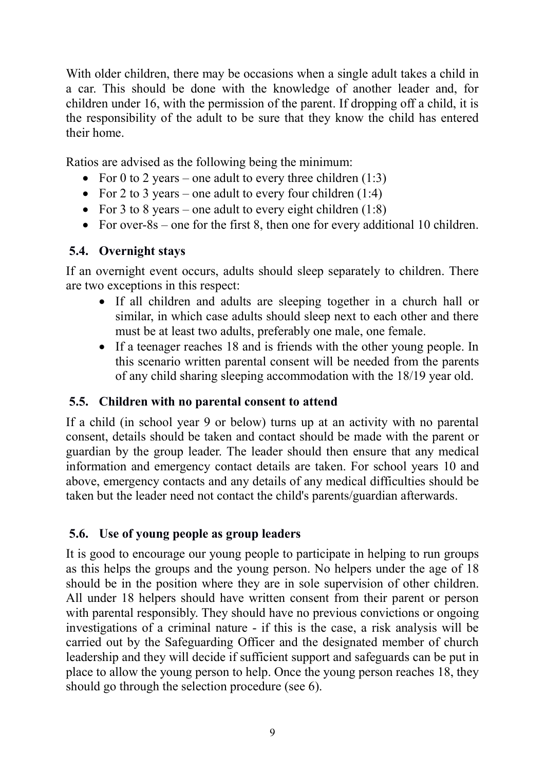With older children, there may be occasions when a single adult takes a child in a car. This should be done with the knowledge of another leader and, for children under 16, with the permission of the parent. If dropping off a child, it is the responsibility of the adult to be sure that they know the child has entered their home.

Ratios are advised as the following being the minimum:

- For 0 to 2 years – one adult to every three children (1:3)
- For 2 to 3 years – one adult to every four children (1:4)
- For 3 to 8 years – one adult to every eight children (1:8)
- For over-8s – one for the first 8, then one for every additional 10 children.

### 5.4. Overnight stays

If an overnight event occurs, adults should sleep separately to children. There are two exceptions in this respect:

- If all children and adults are sleeping together in a church hall or similar, in which case adults should sleep next to each other and there must be at least two adults, preferably one male, one female.
- If a teenager reaches 18 and is friends with the other young people. In this scenario written parental consent will be needed from the parents of any child sharing sleeping accommodation with the 18/19 year old.

### 5.5. Children with no parental consent to attend

If a child (in school year 9 or below) turns up at an activity with no parental consent, details should be taken and contact should be made with the parent or guardian by the group leader. The leader should then ensure that any medical information and emergency contact details are taken. For school years 10 and above, emergency contacts and any details of any medical difficulties should be taken but the leader need not contact the child's parents/guardian afterwards.

### 5.6. Use of young people as group leaders

It is good to encourage our young people to participate in helping to run groups as this helps the groups and the young person. No helpers under the age of 18 should be in the position where they are in sole supervision of other children. All under 18 helpers should have written consent from their parent or person with parental responsibly. They should have no previous convictions or ongoing investigations of a criminal nature - if this is the case, a risk analysis will be carried out by the Safeguarding Officer and the designated member of church leadership and they will decide if sufficient support and safeguards can be put in place to allow the young person to help. Once the young person reaches 18, they should go through the selection procedure (see 6).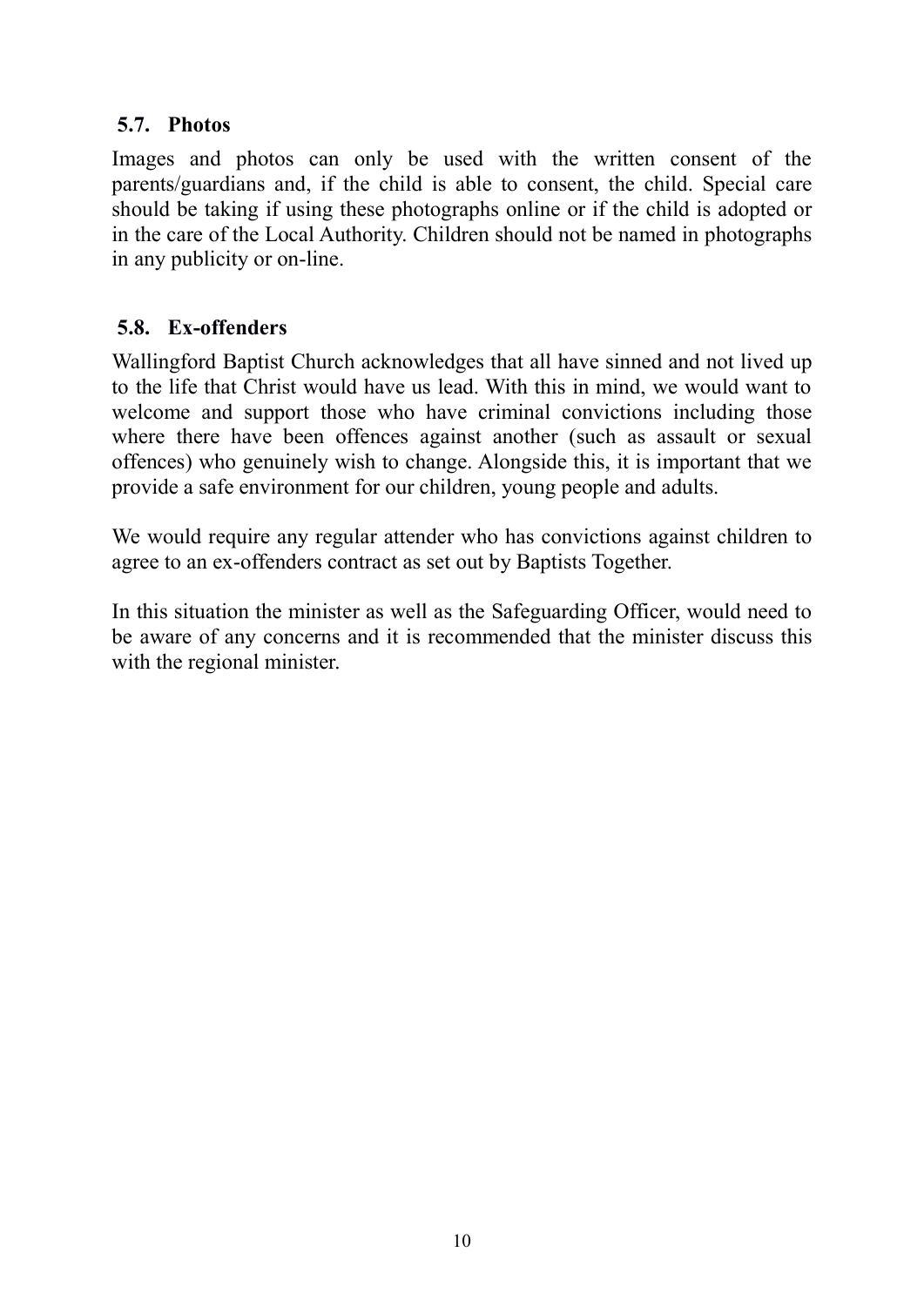### 5.7. Photos

Images and photos can only be used with the written consent of the parents/guardians and, if the child is able to consent, the child. Special care should be taking if using these photographs online or if the child is adopted or in the care of the Local Authority. Children should not be named in photographs in any publicity or on-line.

### 5.8. Ex-offenders

Wallingford Baptist Church acknowledges that all have sinned and not lived up to the life that Christ would have us lead. With this in mind, we would want to welcome and support those who have criminal convictions including those where there have been offences against another (such as assault or sexual offences) who genuinely wish to change. Alongside this, it is important that we provide a safe environment for our children, young people and adults.

We would require any regular attender who has convictions against children to agree to an ex-offenders contract as set out by Baptists Together.

In this situation the minister as well as the Safeguarding Officer, would need to be aware of any concerns and it is recommended that the minister discuss this with the regional minister.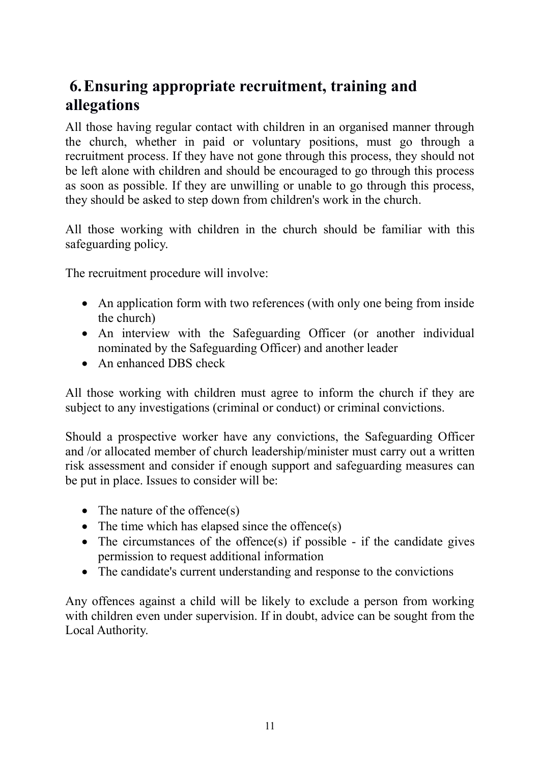## 6. Ensuring appropriate recruitment, training and allegations

All those having regular contact with children in an organised manner through the church, whether in paid or voluntary positions, must go through a recruitment process. If they have not gone through this process, they should not be left alone with children and should be encouraged to go through this process as soon as possible. If they are unwilling or unable to go through this process, they should be asked to step down from children's work in the church.

All those working with children in the church should be familiar with this safeguarding policy.

The recruitment procedure will involve:

- An application form with two references (with only one being from inside the church)
- An interview with the Safeguarding Officer (or another individual nominated by the Safeguarding Officer) and another leader
- An enhanced DBS check

All those working with children must agree to inform the church if they are subject to any investigations (criminal or conduct) or criminal convictions.

Should a prospective worker have any convictions, the Safeguarding Officer and /or allocated member of church leadership/minister must carry out a written risk assessment and consider if enough support and safeguarding measures can be put in place. Issues to consider will be:

- The nature of the offence(s)
- The time which has elapsed since the offence(s)
- The circumstances of the offence(s) if possible - if the candidate gives permission to request additional information
- The candidate's current understanding and response to the convictions

Any offences against a child will be likely to exclude a person from working with children even under supervision. If in doubt, advice can be sought from the Local Authority.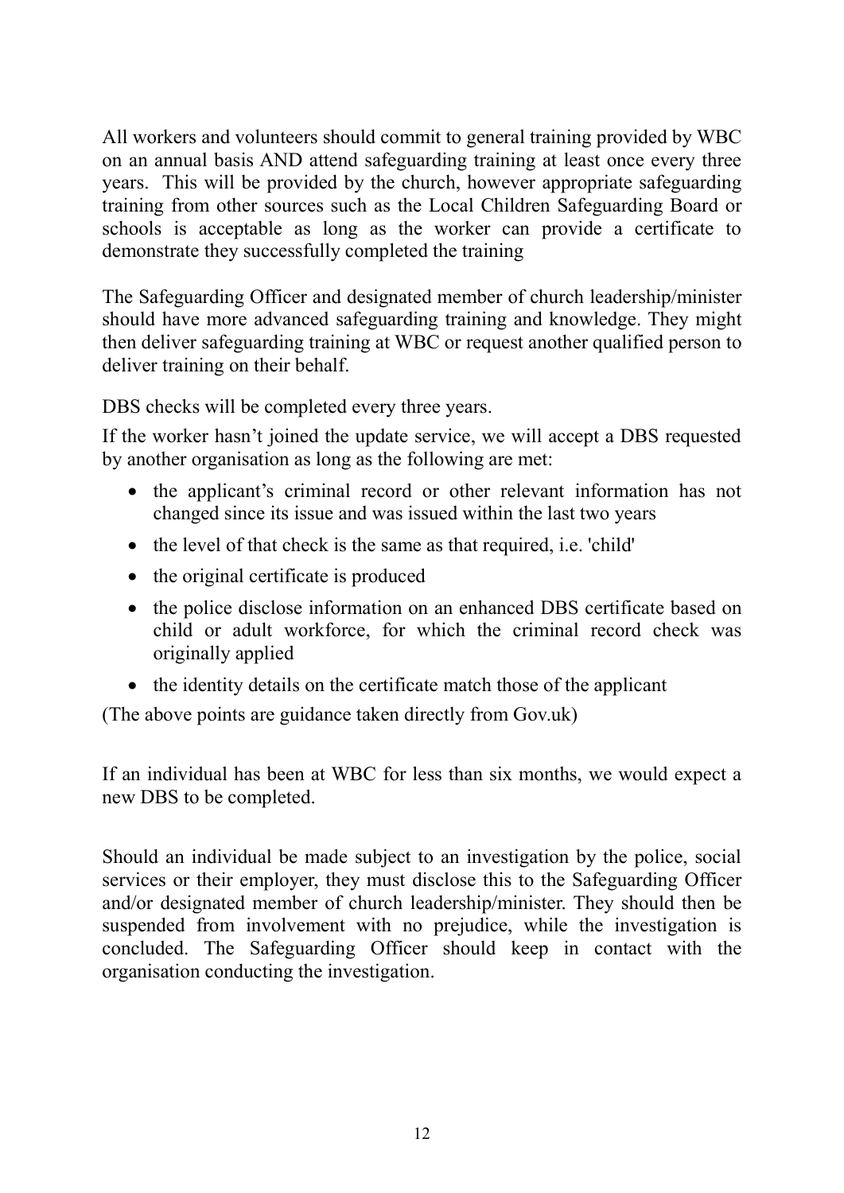All workers and volunteers should commit to general training provided by WBC on an annual basis AND attend safeguarding training at least once every three years. This will be provided by the church, however appropriate safeguarding training from other sources such as the Local Children Safeguarding Board or schools is acceptable as long as the worker can provide a certificate to demonstrate they successfully completed the training

The Safeguarding Officer and designated member of church leadership/minister should have more advanced safeguarding training and knowledge. They might then deliver safeguarding training at WBC or request another qualified person to deliver training on their behalf.

DBS checks will be completed every three years.

If the worker hasn't joined the update service, we will accept a DBS requested by another organisation as long as the following are met:

- the applicant's criminal record or other relevant information has not changed since its issue and was issued within the last two years
- the level of that check is the same as that required, i.e. 'child'
- the original certificate is produced
- the police disclose information on an enhanced DBS certificate based on child or adult workforce, for which the criminal record check was originally applied
- the identity details on the certificate match those of the applicant

(The above points are guidance taken directly from Gov.uk)

If an individual has been at WBC for less than six months, we would expect a new DBS to be completed.

Should an individual be made subject to an investigation by the police, social services or their employer, they must disclose this to the Safeguarding Officer and/or designated member of church leadership/minister. They should then be suspended from involvement with no prejudice, while the investigation is concluded. The Safeguarding Officer should keep in contact with the organisation conducting the investigation.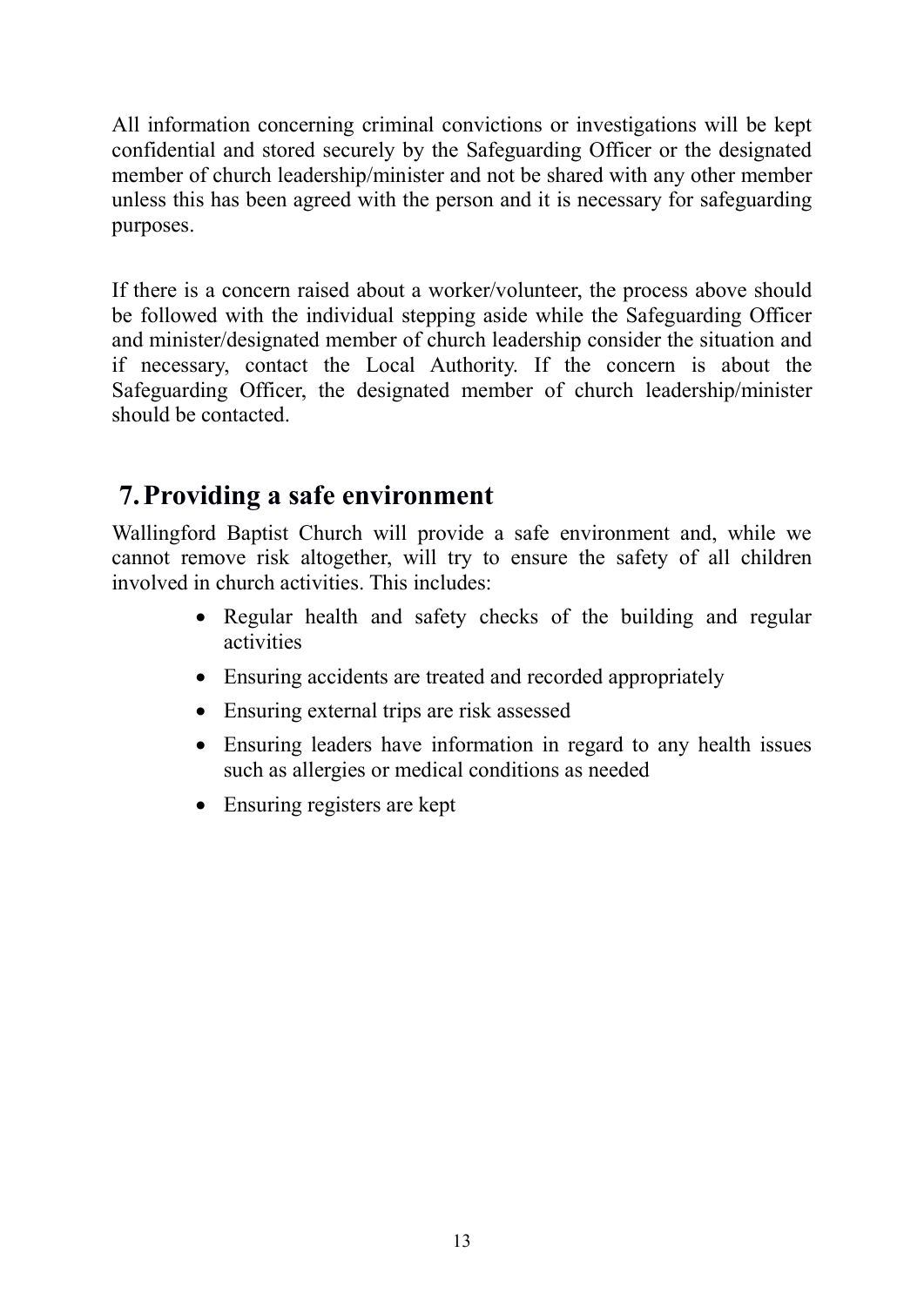All information concerning criminal convictions or investigations will be kept confidential and stored securely by the Safeguarding Officer or the designated member of church leadership/minister and not be shared with any other member unless this has been agreed with the person and it is necessary for safeguarding purposes.

If there is a concern raised about a worker/volunteer, the process above should be followed with the individual stepping aside while the Safeguarding Officer and minister/designated member of church leadership consider the situation and if necessary, contact the Local Authority. If the concern is about the Safeguarding Officer, the designated member of church leadership/minister should be contacted.

## 7. Providing a safe environment

Wallingford Baptist Church will provide a safe environment and, while we cannot remove risk altogether, will try to ensure the safety of all children involved in church activities. This includes:

- Regular health and safety checks of the building and regular activities
- Ensuring accidents are treated and recorded appropriately
- Ensuring external trips are risk assessed
- Ensuring leaders have information in regard to any health issues such as allergies or medical conditions as needed
- Ensuring registers are kept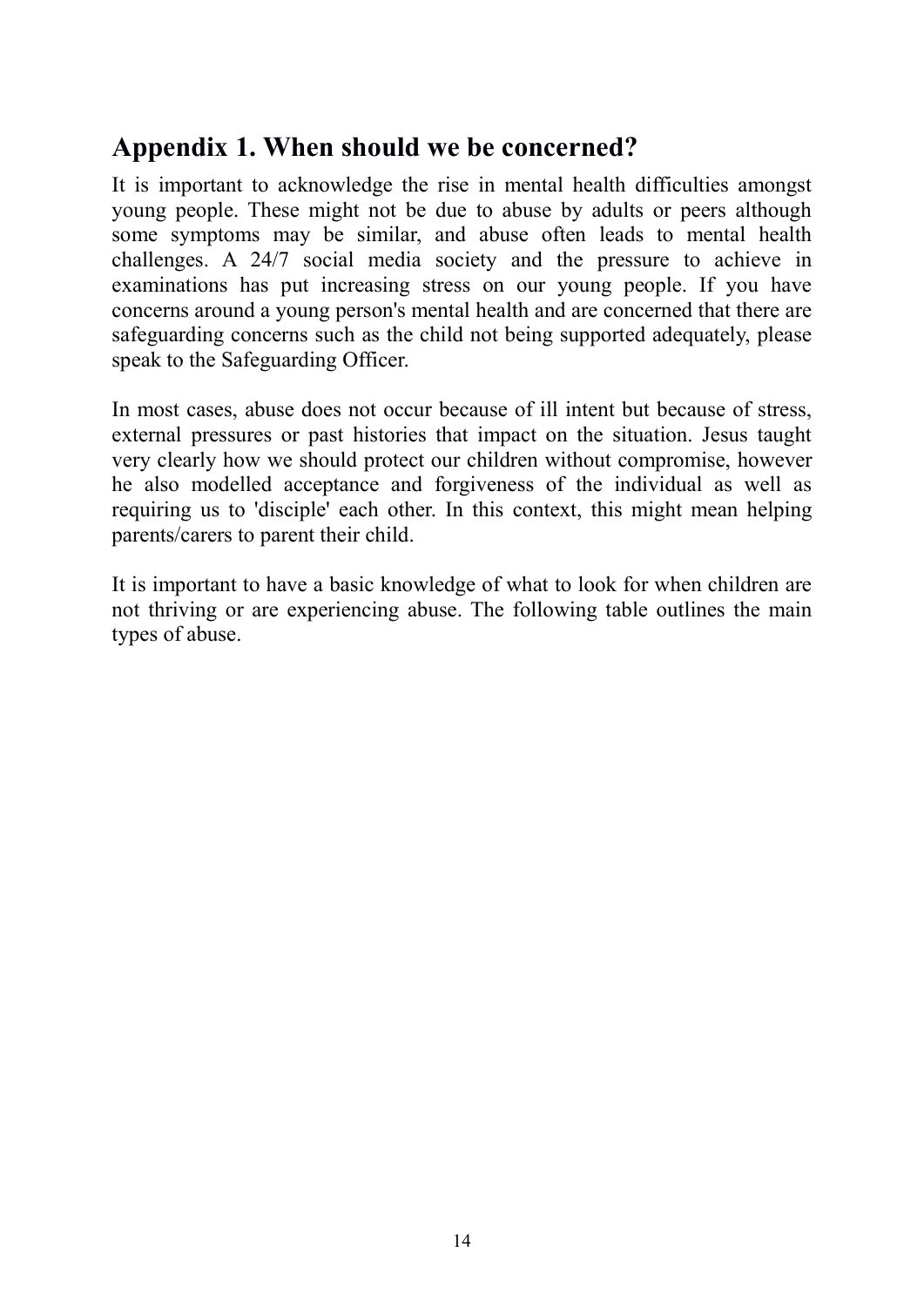## Appendix 1. When should we be concerned?

It is important to acknowledge the rise in mental health difficulties amongst young people. These might not be due to abuse by adults or peers although some symptoms may be similar, and abuse often leads to mental health challenges. A 24/7 social media society and the pressure to achieve in examinations has put increasing stress on our young people. If you have concerns around a young person's mental health and are concerned that there are safeguarding concerns such as the child not being supported adequately, please speak to the Safeguarding Officer.

In most cases, abuse does not occur because of ill intent but because of stress, external pressures or past histories that impact on the situation. Jesus taught very clearly how we should protect our children without compromise, however he also modelled acceptance and forgiveness of the individual as well as requiring us to 'disciple' each other. In this context, this might mean helping parents/carers to parent their child.

It is important to have a basic knowledge of what to look for when children are not thriving or are experiencing abuse. The following table outlines the main types of abuse.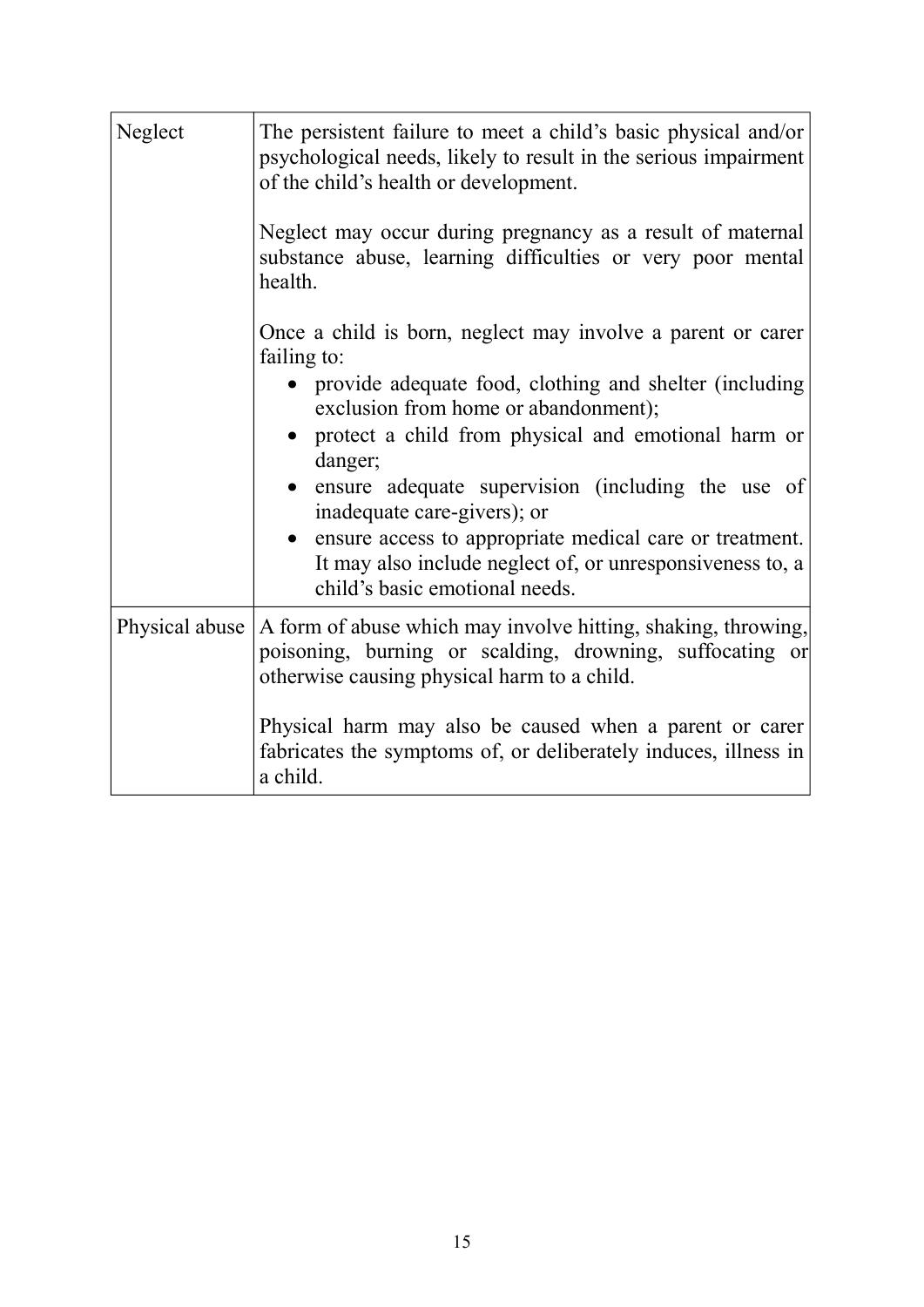| | |
|---|---|
| Neglect | The persistent failure to meet a child's basic physical and/or psychological needs, likely to result in the serious impairment of the child's health or development.<br><br>Neglect may occur during pregnancy as a result of maternal substance abuse, learning difficulties or very poor mental health.<br><br>Once a child is born, neglect may involve a parent or carer failing to:<br>• provide adequate food, clothing and shelter (including exclusion from home or abandonment);<br>• protect a child from physical and emotional harm or danger;<br>• ensure adequate supervision (including the use of inadequate care-givers); or<br>• ensure access to appropriate medical care or treatment. It may also include neglect of, or unresponsiveness to, a child's basic emotional needs. |
| Physical abuse | A form of abuse which may involve hitting, shaking, throwing, poisoning, burning or scalding, drowning, suffocating or otherwise causing physical harm to a child.<br><br>Physical harm may also be caused when a parent or carer fabricates the symptoms of, or deliberately induces, illness in a child. |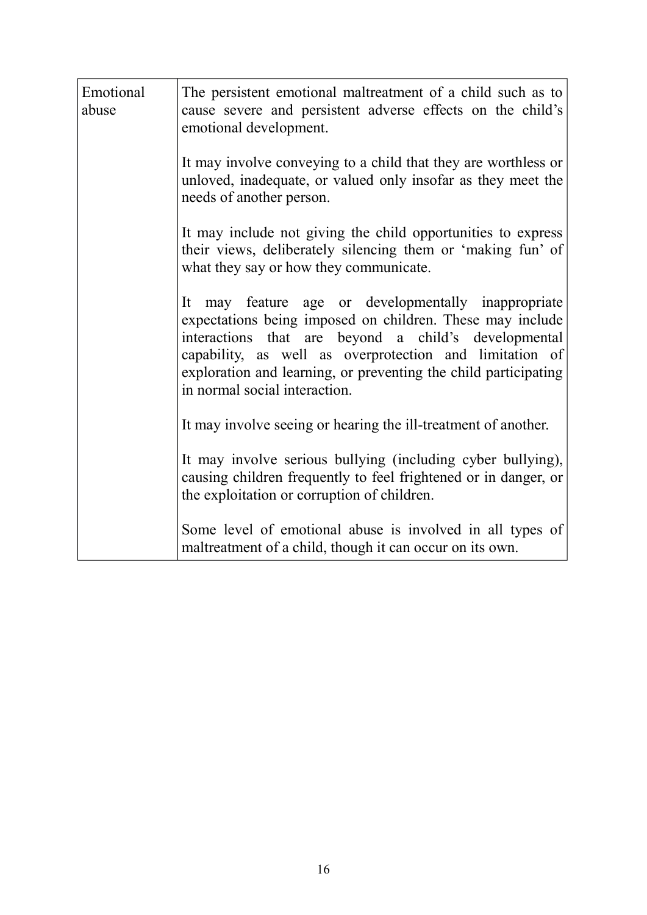| | |
|---|---|
| Emotional abuse | The persistent emotional maltreatment of a child such as to cause severe and persistent adverse effects on the child's emotional development.<br><br>It may involve conveying to a child that they are worthless or unloved, inadequate, or valued only insofar as they meet the needs of another person.<br><br>It may include not giving the child opportunities to express their views, deliberately silencing them or 'making fun' of what they say or how they communicate.<br><br>It may feature age or developmentally inappropriate expectations being imposed on children. These may include interactions that are beyond a child's developmental capability, as well as overprotection and limitation of exploration and learning, or preventing the child participating in normal social interaction.<br><br>It may involve seeing or hearing the ill-treatment of another.<br><br>It may involve serious bullying (including cyber bullying), causing children frequently to feel frightened or in danger, or the exploitation or corruption of children.<br><br>Some level of emotional abuse is involved in all types of maltreatment of a child, though it can occur on its own. |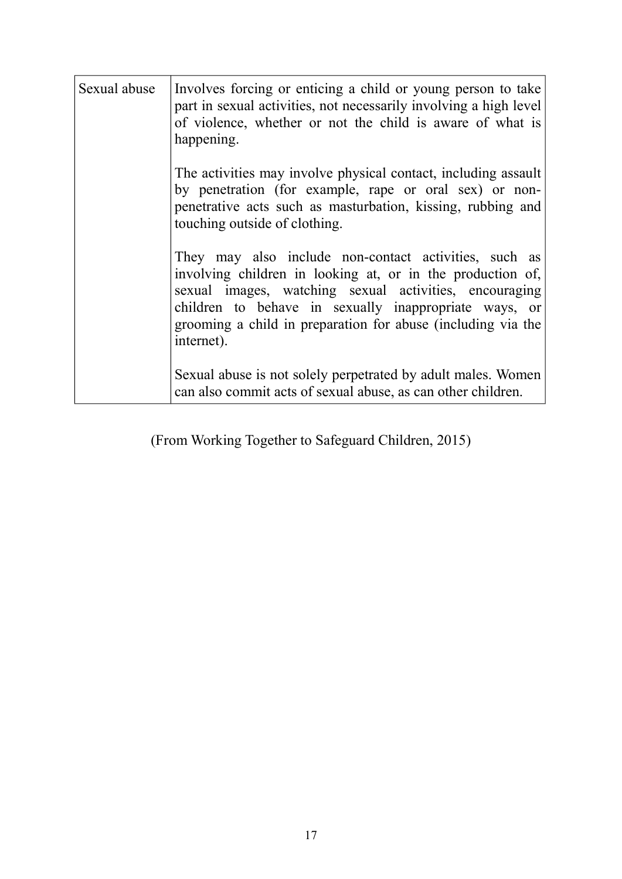| Sexual abuse | Involves forcing or enticing a child or young person to take part in sexual activities, not necessarily involving a high level of violence, whether or not the child is aware of what is happening.<br><br>The activities may involve physical contact, including assault by penetration (for example, rape or oral sex) or non-penetrative acts such as masturbation, kissing, rubbing and touching outside of clothing.<br><br>They may also include non-contact activities, such as involving children in looking at, or in the production of, sexual images, watching sexual activities, encouraging children to behave in sexually inappropriate ways, or grooming a child in preparation for abuse (including via the internet).<br><br>Sexual abuse is not solely perpetrated by adult males. Women can also commit acts of sexual abuse, as can other children. |
|---|---|

(From Working Together to Safeguard Children, 2015)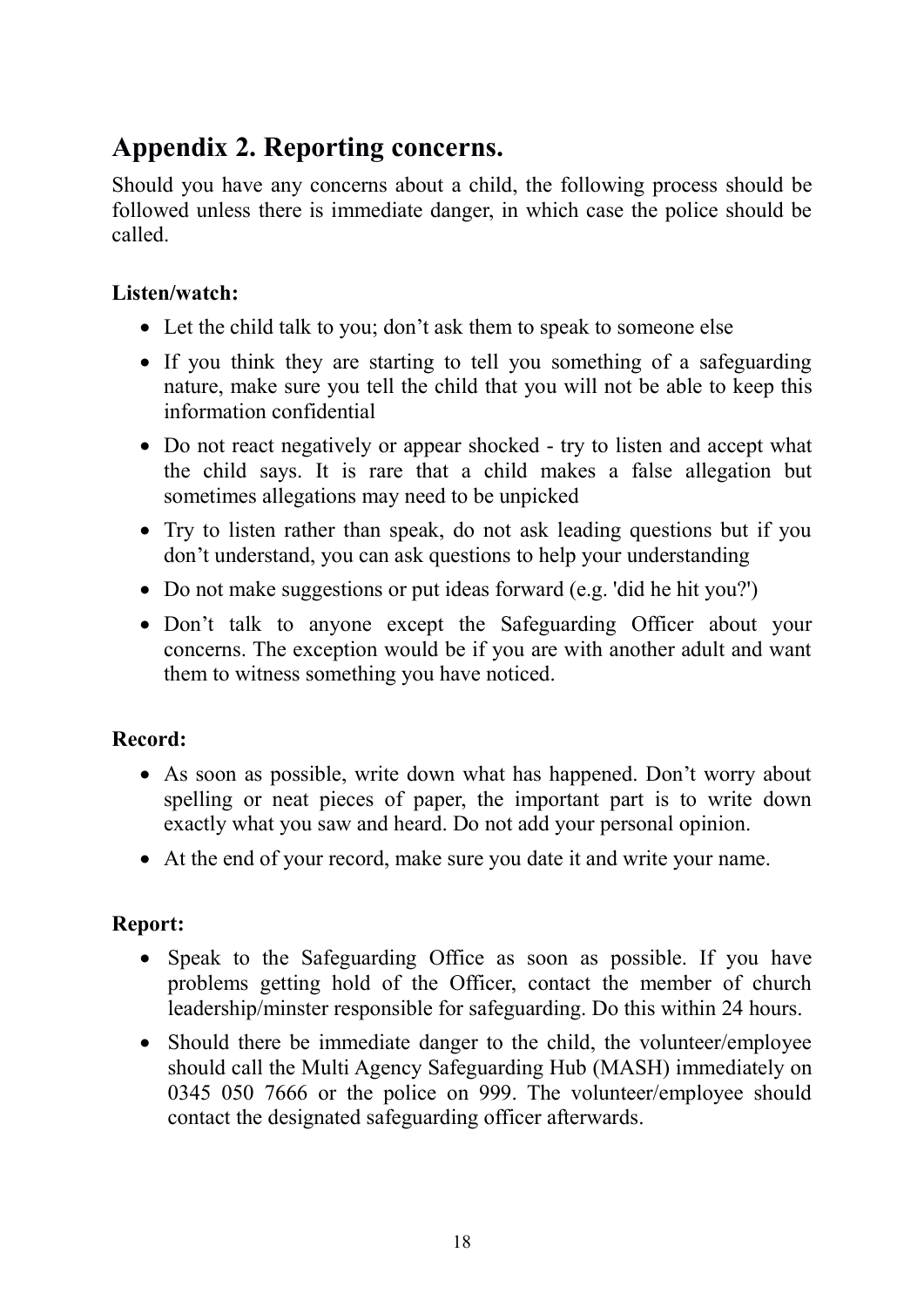## Appendix 2. Reporting concerns.

Should you have any concerns about a child, the following process should be followed unless there is immediate danger, in which case the police should be called.

**Listen/watch:**

- Let the child talk to you; don't ask them to speak to someone else
- If you think they are starting to tell you something of a safeguarding nature, make sure you tell the child that you will not be able to keep this information confidential
- Do not react negatively or appear shocked - try to listen and accept what the child says. It is rare that a child makes a false allegation but sometimes allegations may need to be unpicked
- Try to listen rather than speak, do not ask leading questions but if you don't understand, you can ask questions to help your understanding
- Do not make suggestions or put ideas forward (e.g. 'did he hit you?')
- Don't talk to anyone except the Safeguarding Officer about your concerns. The exception would be if you are with another adult and want them to witness something you have noticed.

**Record:**

- As soon as possible, write down what has happened. Don't worry about spelling or neat pieces of paper, the important part is to write down exactly what you saw and heard. Do not add your personal opinion.
- At the end of your record, make sure you date it and write your name.

**Report:**

- Speak to the Safeguarding Office as soon as possible. If you have problems getting hold of the Officer, contact the member of church leadership/minster responsible for safeguarding. Do this within 24 hours.
- Should there be immediate danger to the child, the volunteer/employee should call the Multi Agency Safeguarding Hub (MASH) immediately on 0345 050 7666 or the police on 999. The volunteer/employee should contact the designated safeguarding officer afterwards.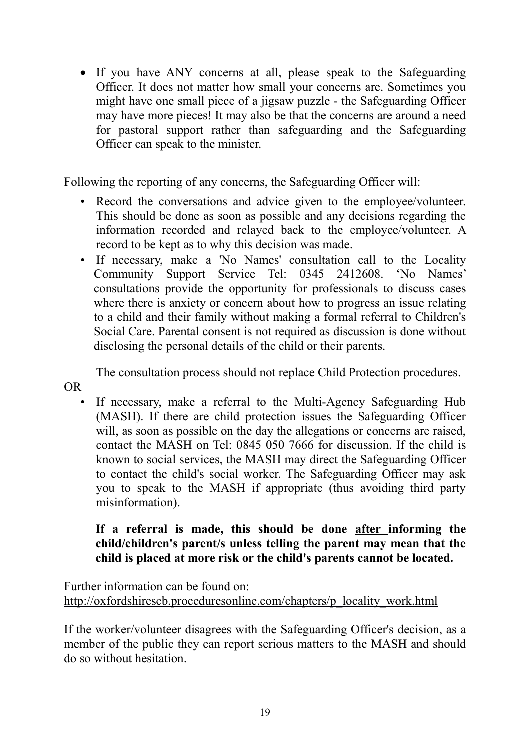- If you have ANY concerns at all, please speak to the Safeguarding Officer. It does not matter how small your concerns are. Sometimes you might have one small piece of a jigsaw puzzle - the Safeguarding Officer may have more pieces! It may also be that the concerns are around a need for pastoral support rather than safeguarding and the Safeguarding Officer can speak to the minister.

Following the reporting of any concerns, the Safeguarding Officer will:

- Record the conversations and advice given to the employee/volunteer. This should be done as soon as possible and any decisions regarding the information recorded and relayed back to the employee/volunteer. A record to be kept as to why this decision was made.
- If necessary, make a 'No Names' consultation call to the Locality Community Support Service Tel: 0345 2412608. 'No Names' consultations provide the opportunity for professionals to discuss cases where there is anxiety or concern about how to progress an issue relating to a child and their family without making a formal referral to Children's Social Care. Parental consent is not required as discussion is done without disclosing the personal details of the child or their parents.

  The consultation process should not replace Child Protection procedures.

OR

- If necessary, make a referral to the Multi-Agency Safeguarding Hub (MASH). If there are child protection issues the Safeguarding Officer will, as soon as possible on the day the allegations or concerns are raised, contact the MASH on Tel: 0845 050 7666 for discussion. If the child is known to social services, the MASH may direct the Safeguarding Officer to contact the child's social worker. The Safeguarding Officer may ask you to speak to the MASH if appropriate (thus avoiding third party misinformation).

  **If a referral is made, this should be done <u>after</u> informing the child/children's parent/s <u>unless</u> telling the parent may mean that the child is placed at more risk or the child's parents cannot be located.**

Further information can be found on:
http://oxfordshirescb.proceduresonline.com/chapters/p_locality_work.html

If the worker/volunteer disagrees with the Safeguarding Officer's decision, as a member of the public they can report serious matters to the MASH and should do so without hesitation.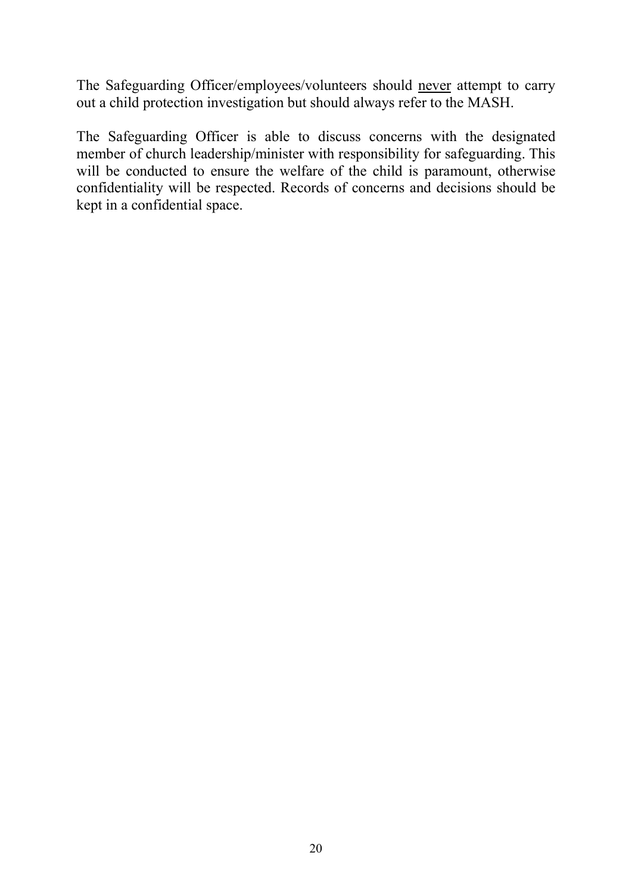The Safeguarding Officer/employees/volunteers should <u>never</u> attempt to carry out a child protection investigation but should always refer to the MASH.

The Safeguarding Officer is able to discuss concerns with the designated member of church leadership/minister with responsibility for safeguarding. This will be conducted to ensure the welfare of the child is paramount, otherwise confidentiality will be respected. Records of concerns and decisions should be kept in a confidential space.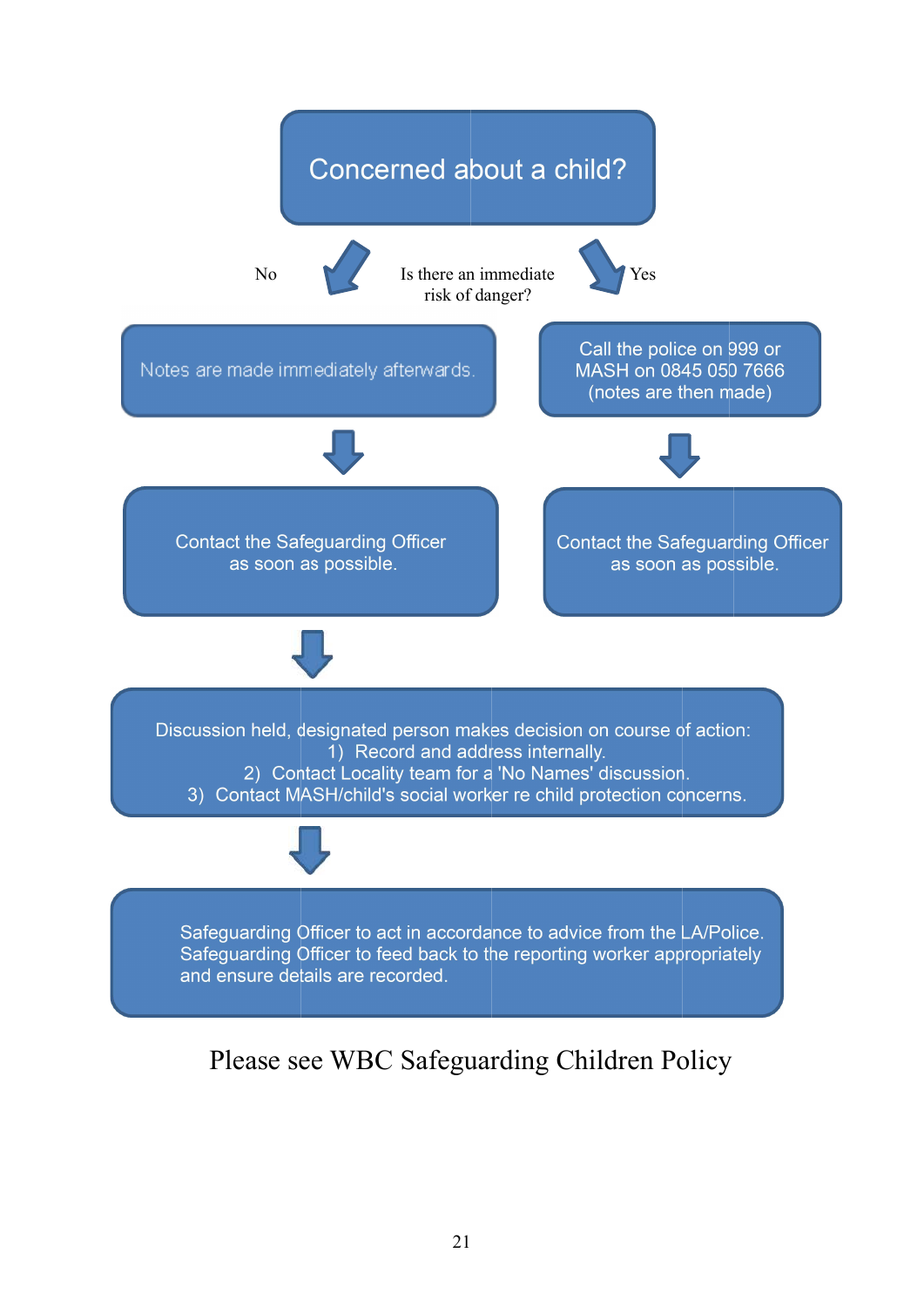Concerned about a child?

No — Is there an immediate risk of danger? — Yes

Notes are made immediately afterwards.

Call the police on 999 or MASH on 0845 050 7666 (notes are then made)

Contact the Safeguarding Officer as soon as possible.

Contact the Safeguarding Officer as soon as possible.

Discussion held, designated person makes decision on course of action:

1) Record and address internally.
2) Contact Locality team for a 'No Names' discussion.
3) Contact MASH/child's social worker re child protection concerns.

Safeguarding Officer to act in accordance to advice from the LA/Police. Safeguarding Officer to feed back to the reporting worker appropriately and ensure details are recorded.

Please see WBC Safeguarding Children Policy